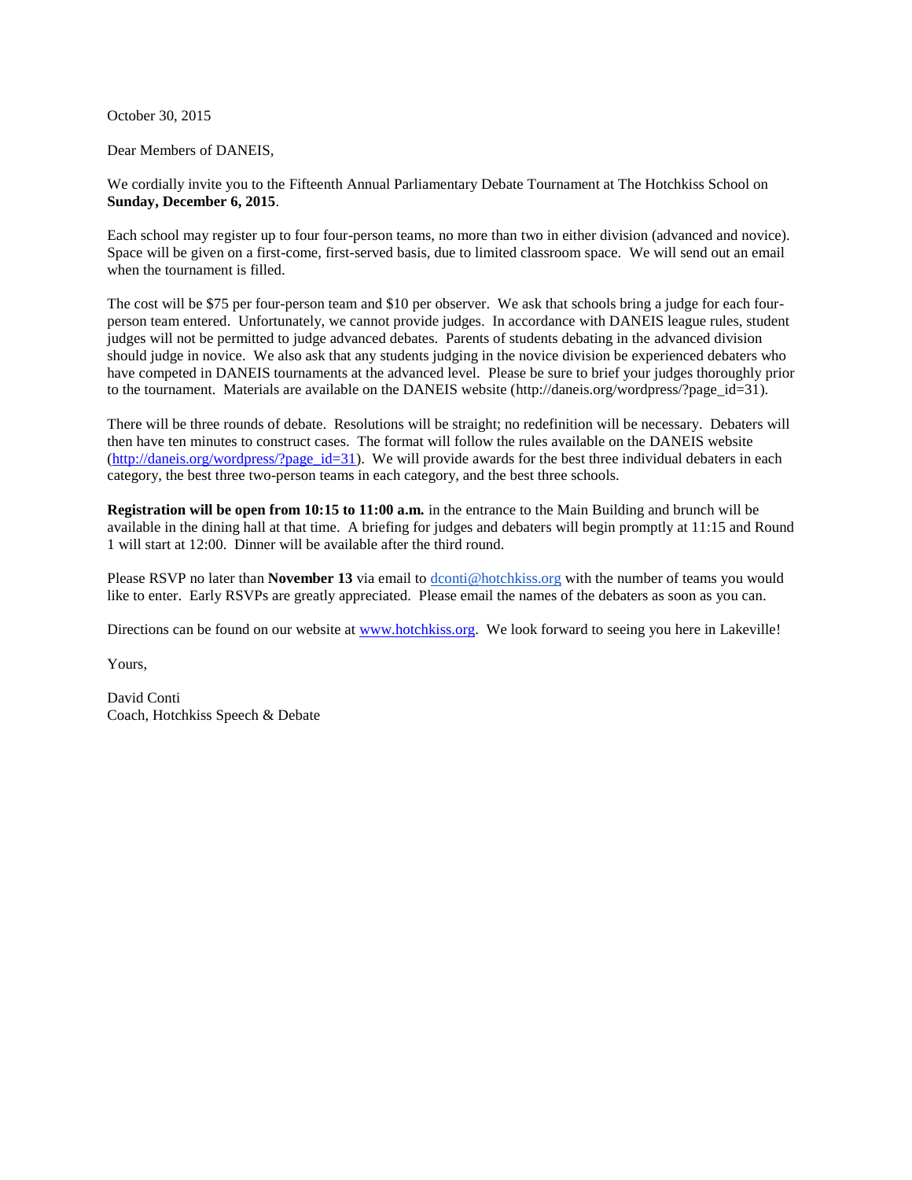October 30, 2015

Dear Members of DANEIS,

We cordially invite you to the Fifteenth Annual Parliamentary Debate Tournament at The Hotchkiss School on **Sunday, December 6, 2015**.

Each school may register up to four four-person teams, no more than two in either division (advanced and novice). Space will be given on a first-come, first-served basis, due to limited classroom space. We will send out an email when the tournament is filled.

The cost will be $75 per four-person team and $10 per observer. We ask that schools bring a judge for each four-person team entered. Unfortunately, we cannot provide judges. In accordance with DANEIS league rules, student judges will not be permitted to judge advanced debates. Parents of students debating in the advanced division should judge in novice. We also ask that any students judging in the novice division be experienced debaters who have competed in DANEIS tournaments at the advanced level. Please be sure to brief your judges thoroughly prior to the tournament. Materials are available on the DANEIS website (http://daneis.org/wordpress/?page_id=31).

There will be three rounds of debate. Resolutions will be straight; no redefinition will be necessary. Debaters will then have ten minutes to construct cases. The format will follow the rules available on the DANEIS website ([http://daneis.org/wordpress/?page_id=31](http://daneis.org/wordpress/?page_id=31)). We will provide awards for the best three individual debaters in each category, the best three two-person teams in each category, and the best three schools.

**Registration will be open from 10:15 to 11:00 a.m.** in the entrance to the Main Building and brunch will be available in the dining hall at that time. A briefing for judges and debaters will begin promptly at 11:15 and Round 1 will start at 12:00. Dinner will be available after the third round.

Please RSVP no later than **November 13** via email to [dconti@hotchkiss.org](mailto:dconti@hotchkiss.org) with the number of teams you would like to enter. Early RSVPs are greatly appreciated. Please email the names of the debaters as soon as you can.

Directions can be found on our website at [www.hotchkiss.org](http://www.hotchkiss.org). We look forward to seeing you here in Lakeville!

Yours,

David Conti
Coach, Hotchkiss Speech & Debate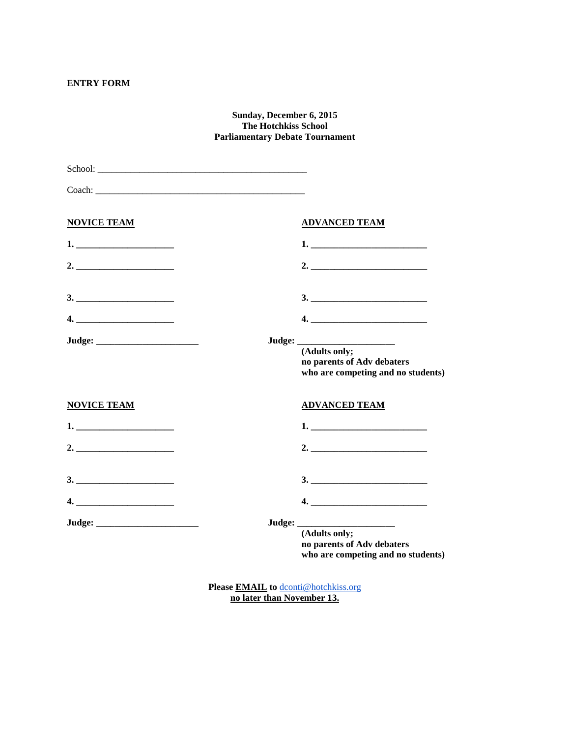**ENTRY FORM**

**Sunday, December 6, 2015**
**The Hotchkiss School**
**Parliamentary Debate Tournament**

School: _______________________________________________

Coach: _______________________________________________

| **NOVICE TEAM** | **ADVANCED TEAM** |
|---|---|
| **1. _____________________** | **1. _________________________** |
| **2. _____________________** | **2. _________________________** |
| **3. _____________________** | **3. _________________________** |
| **4. _____________________** | **4. _________________________** |
| **Judge: ______________________** | **Judge: _____________________** **(Adults only; no parents of Adv debaters who are competing and no students)** |

| **NOVICE TEAM** | **ADVANCED TEAM** |
|---|---|
| **1. _____________________** | **1. _________________________** |
| **2. _____________________** | **2. _________________________** |
| **3. _____________________** | **3. _________________________** |
| **4. _____________________** | **4. _________________________** |
| **Judge: ______________________** | **Judge: _____________________** **(Adults only; no parents of Adv debaters who are competing and no students)** |

**Please EMAIL to** dconti@hotchkiss.org
**no later than November 13.**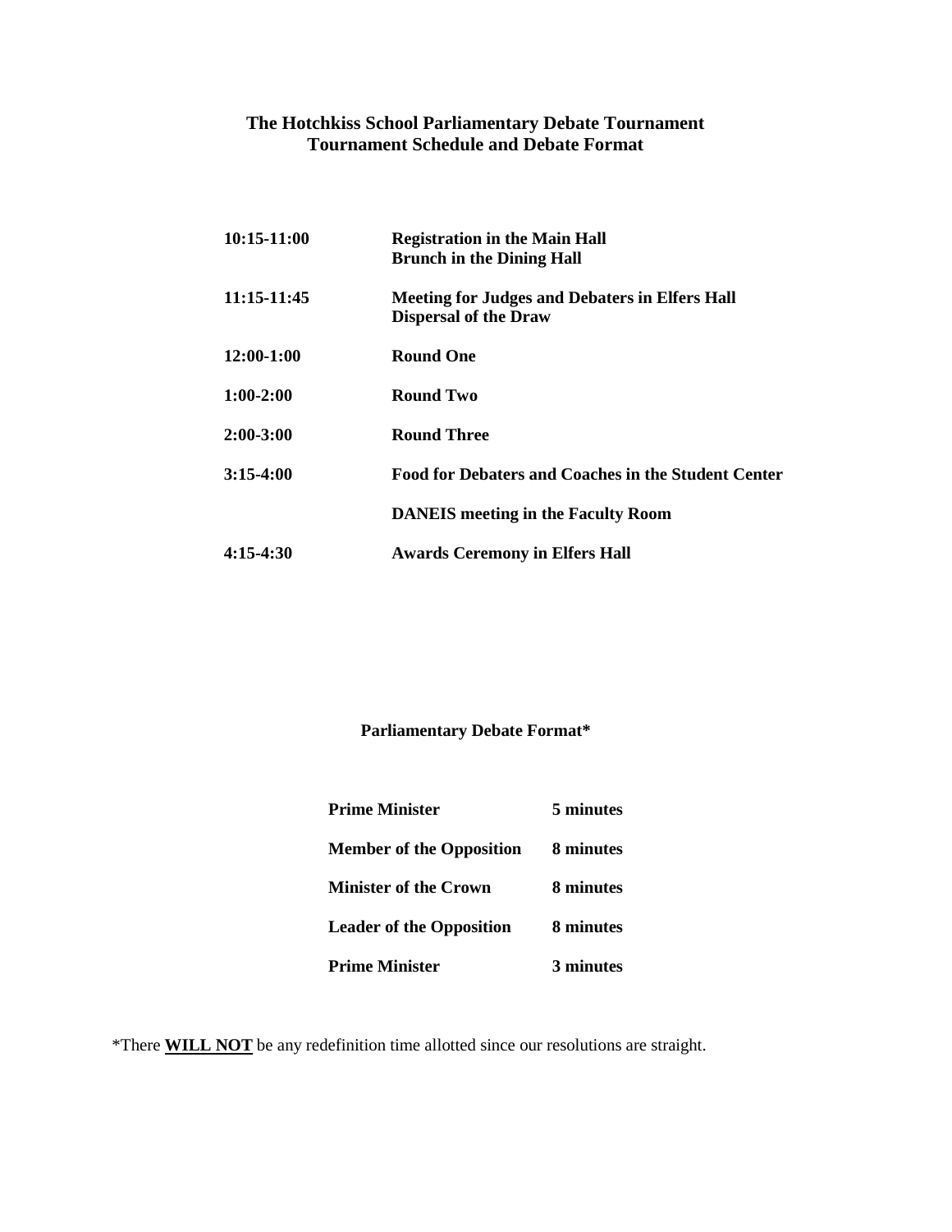## The Hotchkiss School Parliamentary Debate Tournament
## Tournament Schedule and Debate Format

| | |
|---|---|
| **10:15-11:00** | **Registration in the Main Hall**<br>**Brunch in the Dining Hall** |
| **11:15-11:45** | **Meeting for Judges and Debaters in Elfers Hall**<br>**Dispersal of the Draw** |
| **12:00-1:00** | **Round One** |
| **1:00-2:00** | **Round Two** |
| **2:00-3:00** | **Round Three** |
| **3:15-4:00** | **Food for Debaters and Coaches in the Student Center** |
| | **DANEIS meeting in the Faculty Room** |
| **4:15-4:30** | **Awards Ceremony in Elfers Hall** |

### Parliamentary Debate Format*

| | |
|---|---|
| **Prime Minister** | **5 minutes** |
| **Member of the Opposition** | **8 minutes** |
| **Minister of the Crown** | **8 minutes** |
| **Leader of the Opposition** | **8 minutes** |
| **Prime Minister** | **3 minutes** |

*There **WILL NOT** be any redefinition time allotted since our resolutions are straight.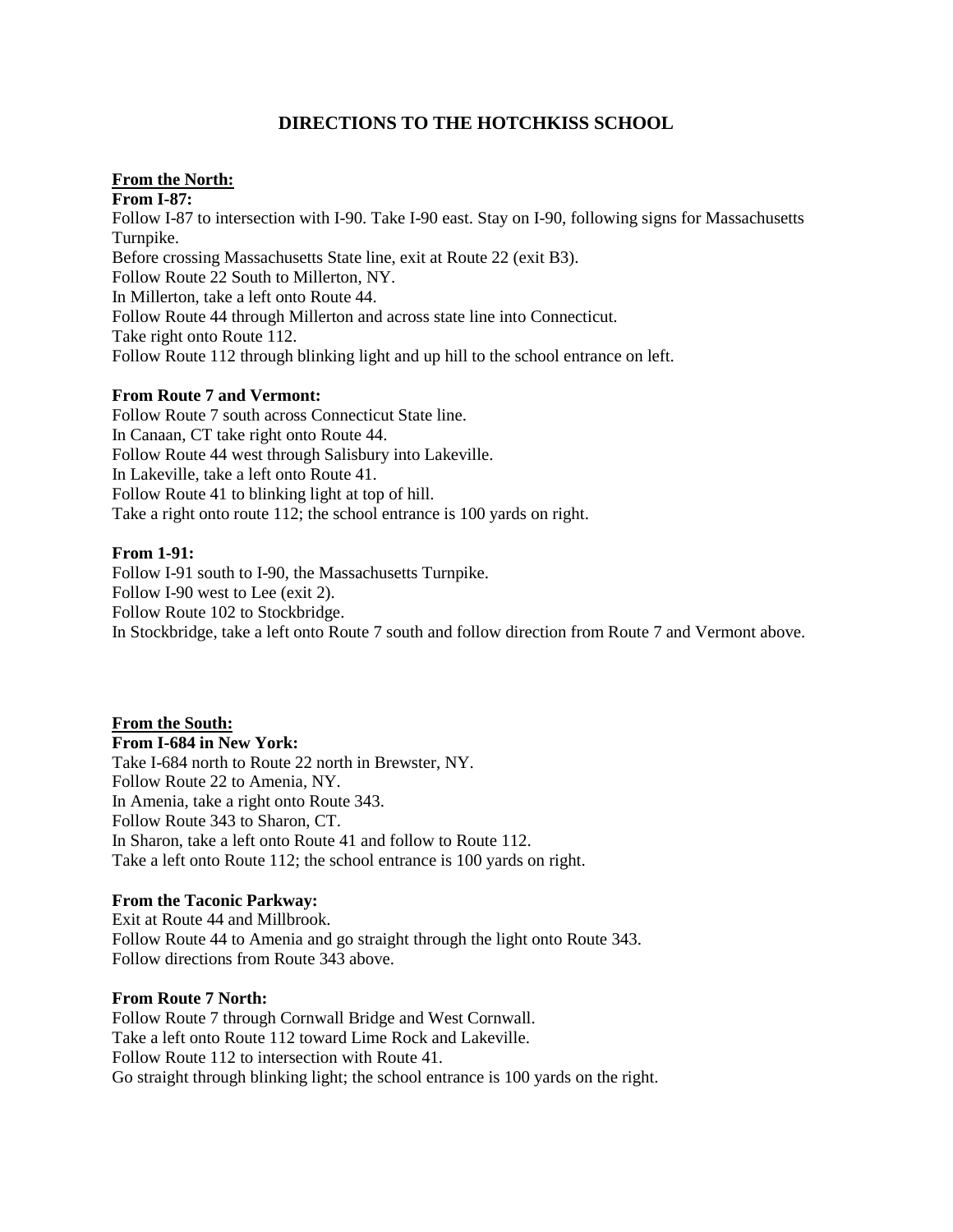# DIRECTIONS TO THE HOTCHKISS SCHOOL

## From the North:

### From I-87:

Follow I-87 to intersection with I-90. Take I-90 east. Stay on I-90, following signs for Massachusetts Turnpike.
Before crossing Massachusetts State line, exit at Route 22 (exit B3).
Follow Route 22 South to Millerton, NY.
In Millerton, take a left onto Route 44.
Follow Route 44 through Millerton and across state line into Connecticut.
Take right onto Route 112.
Follow Route 112 through blinking light and up hill to the school entrance on left.

### From Route 7 and Vermont:

Follow Route 7 south across Connecticut State line.
In Canaan, CT take right onto Route 44.
Follow Route 44 west through Salisbury into Lakeville.
In Lakeville, take a left onto Route 41.
Follow Route 41 to blinking light at top of hill.
Take a right onto route 112; the school entrance is 100 yards on right.

### From 1-91:

Follow I-91 south to I-90, the Massachusetts Turnpike.
Follow I-90 west to Lee (exit 2).
Follow Route 102 to Stockbridge.
In Stockbridge, take a left onto Route 7 south and follow direction from Route 7 and Vermont above.

## From the South:

### From I-684 in New York:

Take I-684 north to Route 22 north in Brewster, NY.
Follow Route 22 to Amenia, NY.
In Amenia, take a right onto Route 343.
Follow Route 343 to Sharon, CT.
In Sharon, take a left onto Route 41 and follow to Route 112.
Take a left onto Route 112; the school entrance is 100 yards on right.

### From the Taconic Parkway:

Exit at Route 44 and Millbrook.
Follow Route 44 to Amenia and go straight through the light onto Route 343.
Follow directions from Route 343 above.

### From Route 7 North:

Follow Route 7 through Cornwall Bridge and West Cornwall.
Take a left onto Route 112 toward Lime Rock and Lakeville.
Follow Route 112 to intersection with Route 41.
Go straight through blinking light; the school entrance is 100 yards on the right.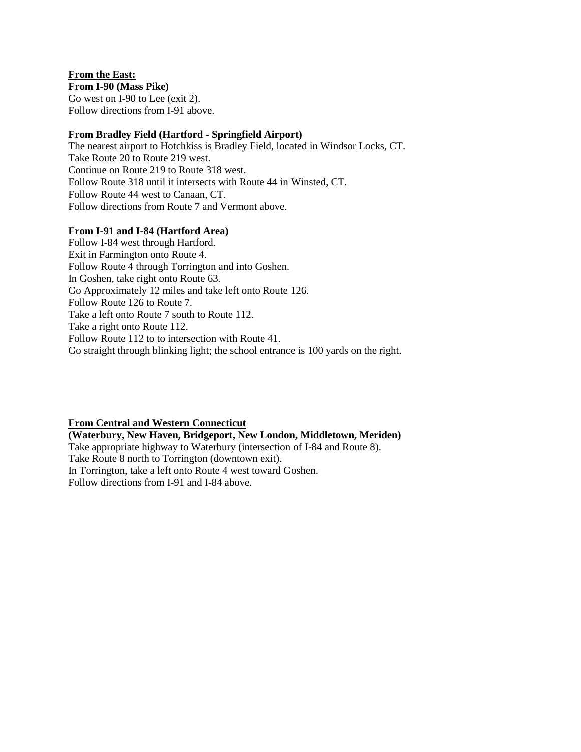## From the East:

**From I-90 (Mass Pike)**

Go west on I-90 to Lee (exit 2).
Follow directions from I-91 above.

**From Bradley Field (Hartford - Springfield Airport)**

The nearest airport to Hotchkiss is Bradley Field, located in Windsor Locks, CT.
Take Route 20 to Route 219 west.
Continue on Route 219 to Route 318 west.
Follow Route 318 until it intersects with Route 44 in Winsted, CT.
Follow Route 44 west to Canaan, CT.
Follow directions from Route 7 and Vermont above.

**From I-91 and I-84 (Hartford Area)**

Follow I-84 west through Hartford.
Exit in Farmington onto Route 4.
Follow Route 4 through Torrington and into Goshen.
In Goshen, take right onto Route 63.
Go Approximately 12 miles and take left onto Route 126.
Follow Route 126 to Route 7.
Take a left onto Route 7 south to Route 112.
Take a right onto Route 112.
Follow Route 112 to to intersection with Route 41.
Go straight through blinking light; the school entrance is 100 yards on the right.

## From Central and Western Connecticut

**(Waterbury, New Haven, Bridgeport, New London, Middletown, Meriden)**

Take appropriate highway to Waterbury (intersection of I-84 and Route 8).
Take Route 8 north to Torrington (downtown exit).
In Torrington, take a left onto Route 4 west toward Goshen.
Follow directions from I-91 and I-84 above.